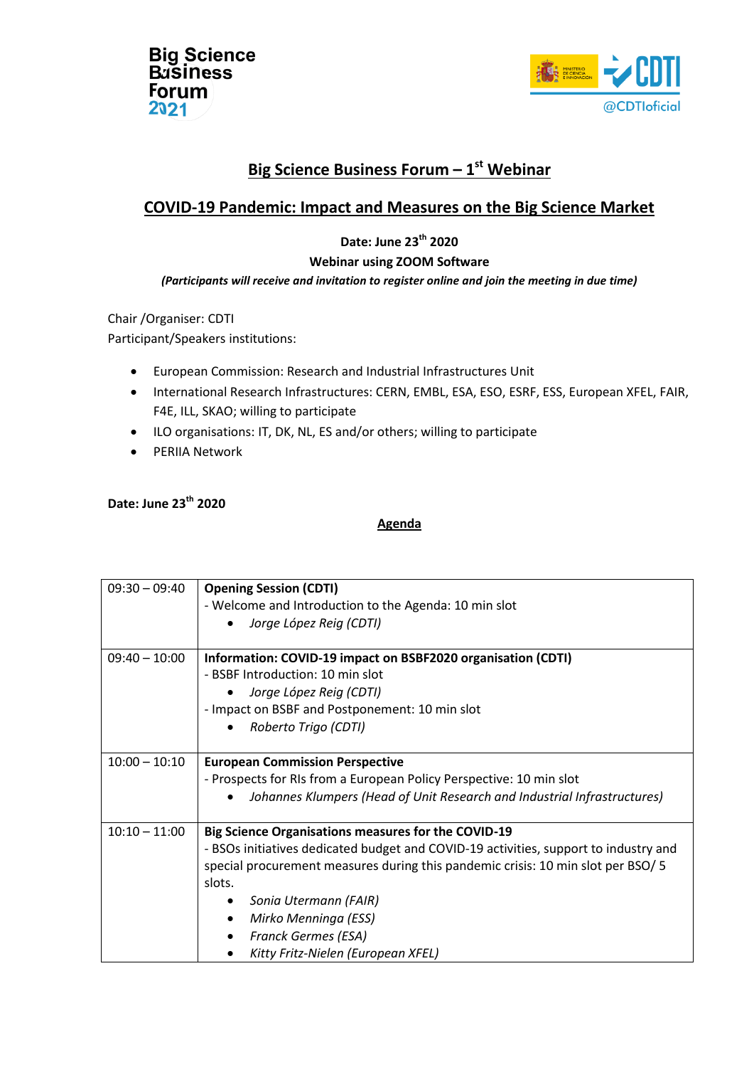# Big Science Business Forum – 1st Webinar

## COVID-19 Pandemic: Impact and Measures on the Big Science Market

**Date: June 23th 2020**

**Webinar using ZOOM Software**

***(Participants will receive and invitation to register online and join the meeting in due time)***

Chair /Organiser: CDTI

Participant/Speakers institutions:

- European Commission: Research and Industrial Infrastructures Unit
- International Research Infrastructures: CERN, EMBL, ESA, ESO, ESRF, ESS, European XFEL, FAIR, F4E, ILL, SKAO; willing to participate
- ILO organisations: IT, DK, NL, ES and/or others; willing to participate
- PERIIA Network

**Date: June 23th 2020**

**Agenda**

| Time | Session |
|---|---|
| 09:30 – 09:40 | **Opening Session (CDTI)**<br>- Welcome and Introduction to the Agenda: 10 min slot<br>• *Jorge López Reig (CDTI)* |
| 09:40 – 10:00 | **Information: COVID-19 impact on BSBF2020 organisation (CDTI)**<br>- BSBF Introduction: 10 min slot<br>• *Jorge López Reig (CDTI)*<br>- Impact on BSBF and Postponement: 10 min slot<br>• *Roberto Trigo (CDTI)* |
| 10:00 – 10:10 | **European Commission Perspective**<br>- Prospects for RIs from a European Policy Perspective: 10 min slot<br>• *Johannes Klumpers (Head of Unit Research and Industrial Infrastructures)* |
| 10:10 – 11:00 | **Big Science Organisations measures for the COVID-19**<br>- BSOs initiatives dedicated budget and COVID-19 activities, support to industry and special procurement measures during this pandemic crisis: 10 min slot per BSO/ 5 slots.<br>• *Sonia Utermann (FAIR)*<br>• *Mirko Menninga (ESS)*<br>• *Franck Germes (ESA)*<br>• *Kitty Fritz-Nielen (European XFEL)* |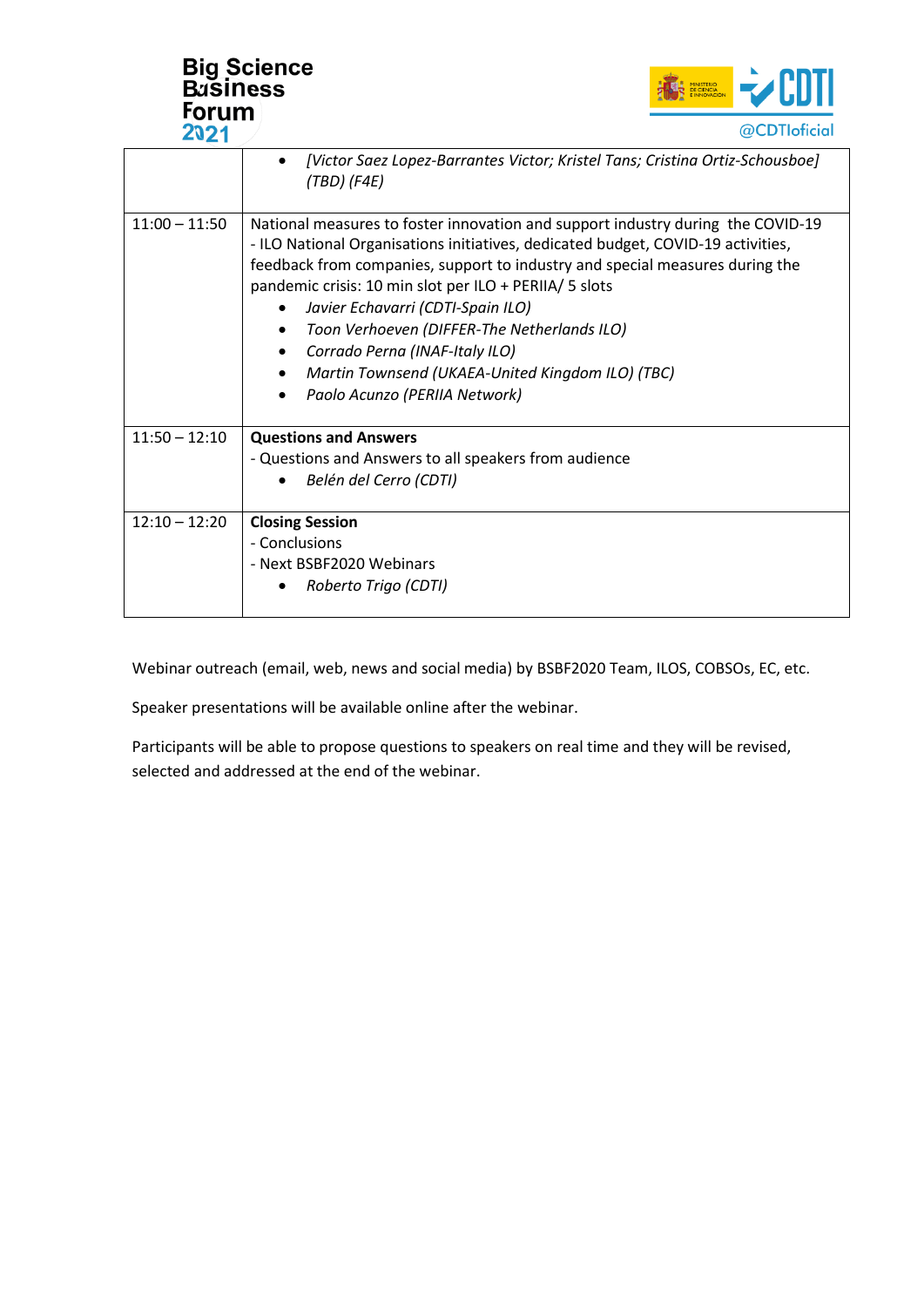| | |
|---|---|
| | • *[Victor Saez Lopez-Barrantes Victor; Kristel Tans; Cristina Ortiz-Schousboe] (TBD) (F4E)* |
| 11:00 – 11:50 | National measures to foster innovation and support industry during the COVID-19 - ILO National Organisations initiatives, dedicated budget, COVID-19 activities, feedback from companies, support to industry and special measures during the pandemic crisis: 10 min slot per ILO + PERIIA/ 5 slots<br>• *Javier Echavarri (CDTI-Spain ILO)*<br>• *Toon Verhoeven (DIFFER-The Netherlands ILO)*<br>• *Corrado Perna (INAF-Italy ILO)*<br>• *Martin Townsend (UKAEA-United Kingdom ILO) (TBC)*<br>• *Paolo Acunzo (PERIIA Network)* |
| 11:50 – 12:10 | **Questions and Answers**<br>- Questions and Answers to all speakers from audience<br>• *Belén del Cerro (CDTI)* |
| 12:10 – 12:20 | **Closing Session**<br>- Conclusions<br>- Next BSBF2020 Webinars<br>• *Roberto Trigo (CDTI)* |

Webinar outreach (email, web, news and social media) by BSBF2020 Team, ILOS, COBSOs, EC, etc.

Speaker presentations will be available online after the webinar.

Participants will be able to propose questions to speakers on real time and they will be revised, selected and addressed at the end of the webinar.